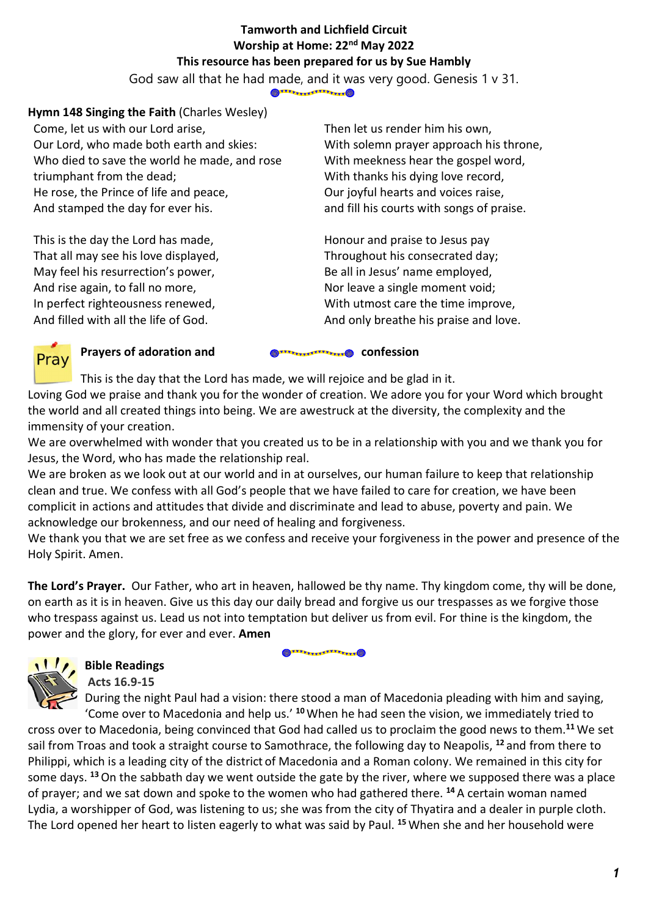**Tamworth and Lichfield Circuit**
**Worship at Home: 22nd May 2022**
**This resource has been prepared for us by Sue Hambly**

God saw all that he had made, and it was very good. Genesis 1 v 31.

**Hymn 148 Singing the Faith** (Charles Wesley)

Come, let us with our Lord arise,
Our Lord, who made both earth and skies:
Who died to save the world he made, and rose triumphant from the dead;
He rose, the Prince of life and peace,
And stamped the day for ever his.

This is the day the Lord has made,
That all may see his love displayed,
May feel his resurrection's power,
And rise again, to fall no more,
In perfect righteousness renewed,
And filled with all the life of God.

Then let us render him his own,
With solemn prayer approach his throne,
With meekness hear the gospel word,
With thanks his dying love record,
Our joyful hearts and voices raise,
and fill his courts with songs of praise.

Honour and praise to Jesus pay
Throughout his consecrated day;
Be all in Jesus' name employed,
Nor leave a single moment void;
With utmost care the time improve,
And only breathe his praise and love.

**Prayers of adoration and confession**

This is the day that the Lord has made, we will rejoice and be glad in it.

Loving God we praise and thank you for the wonder of creation. We adore you for your Word which brought the world and all created things into being. We are awestruck at the diversity, the complexity and the immensity of your creation.

We are overwhelmed with wonder that you created us to be in a relationship with you and we thank you for Jesus, the Word, who has made the relationship real.

We are broken as we look out at our world and in at ourselves, our human failure to keep that relationship clean and true. We confess with all God's people that we have failed to care for creation, we have been complicit in actions and attitudes that divide and discriminate and lead to abuse, poverty and pain. We acknowledge our brokenness, and our need of healing and forgiveness.

We thank you that we are set free as we confess and receive your forgiveness in the power and presence of the Holy Spirit. Amen.

**The Lord's Prayer.** Our Father, who art in heaven, hallowed be thy name. Thy kingdom come, thy will be done, on earth as it is in heaven. Give us this day our daily bread and forgive us our trespasses as we forgive those who trespass against us. Lead us not into temptation but deliver us from evil. For thine is the kingdom, the power and the glory, for ever and ever. **Amen**

**Bible Readings**

**Acts 16.9-15**

During the night Paul had a vision: there stood a man of Macedonia pleading with him and saying, 'Come over to Macedonia and help us.' [10] When he had seen the vision, we immediately tried to cross over to Macedonia, being convinced that God had called us to proclaim the good news to them.[11] We set sail from Troas and took a straight course to Samothrace, the following day to Neapolis, [12] and from there to Philippi, which is a leading city of the district of Macedonia and a Roman colony. We remained in this city for some days. [13] On the sabbath day we went outside the gate by the river, where we supposed there was a place of prayer; and we sat down and spoke to the women who had gathered there. [14] A certain woman named Lydia, a worshipper of God, was listening to us; she was from the city of Thyatira and a dealer in purple cloth. The Lord opened her heart to listen eagerly to what was said by Paul. [15] When she and her household were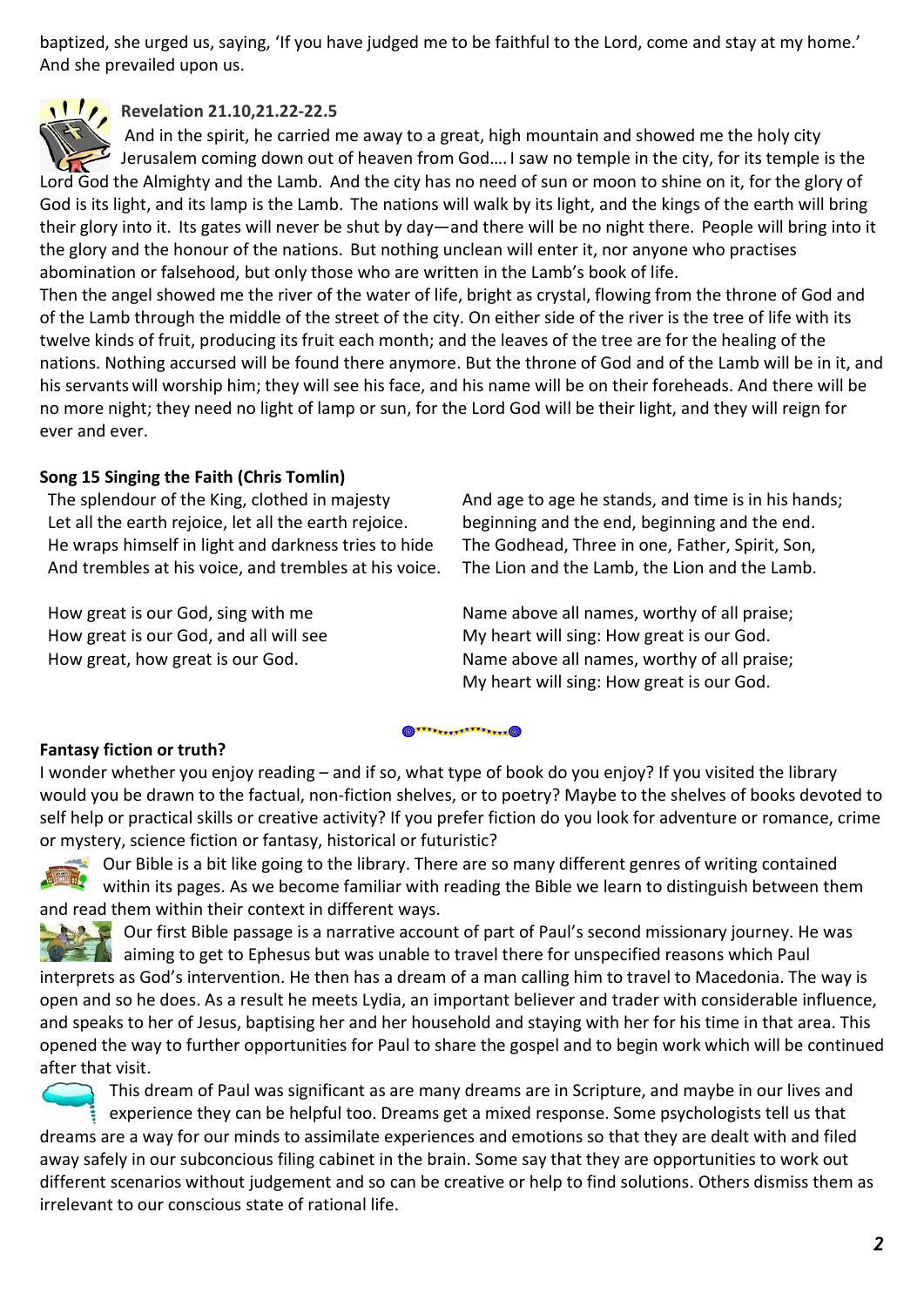baptized, she urged us, saying, 'If you have judged me to be faithful to the Lord, come and stay at my home.' And she prevailed upon us.

**Revelation 21.10,21.22-22.5**

And in the spirit, he carried me away to a great, high mountain and showed me the holy city Jerusalem coming down out of heaven from God…. I saw no temple in the city, for its temple is the Lord God the Almighty and the Lamb. And the city has no need of sun or moon to shine on it, for the glory of God is its light, and its lamp is the Lamb. The nations will walk by its light, and the kings of the earth will bring their glory into it. Its gates will never be shut by day—and there will be no night there. People will bring into it the glory and the honour of the nations. But nothing unclean will enter it, nor anyone who practises abomination or falsehood, but only those who are written in the Lamb's book of life.

Then the angel showed me the river of the water of life, bright as crystal, flowing from the throne of God and of the Lamb through the middle of the street of the city. On either side of the river is the tree of life with its twelve kinds of fruit, producing its fruit each month; and the leaves of the tree are for the healing of the nations. Nothing accursed will be found there anymore. But the throne of God and of the Lamb will be in it, and his servants will worship him; they will see his face, and his name will be on their foreheads. And there will be no more night; they need no light of lamp or sun, for the Lord God will be their light, and they will reign for ever and ever.

**Song 15 Singing the Faith (Chris Tomlin)**

The splendour of the King, clothed in majesty
Let all the earth rejoice, let all the earth rejoice.
He wraps himself in light and darkness tries to hide
And trembles at his voice, and trembles at his voice.

How great is our God, sing with me
How great is our God, and all will see
How great, how great is our God.

And age to age he stands, and time is in his hands;
beginning and the end, beginning and the end.
The Godhead, Three in one, Father, Spirit, Son,
The Lion and the Lamb, the Lion and the Lamb.

Name above all names, worthy of all praise;
My heart will sing: How great is our God.
Name above all names, worthy of all praise;
My heart will sing: How great is our God.

**Fantasy fiction or truth?**

I wonder whether you enjoy reading – and if so, what type of book do you enjoy? If you visited the library would you be drawn to the factual, non-fiction shelves, or to poetry? Maybe to the shelves of books devoted to self help or practical skills or creative activity? If you prefer fiction do you look for adventure or romance, crime or mystery, science fiction or fantasy, historical or futuristic?

Our Bible is a bit like going to the library. There are so many different genres of writing contained within its pages. As we become familiar with reading the Bible we learn to distinguish between them and read them within their context in different ways.

Our first Bible passage is a narrative account of part of Paul's second missionary journey. He was aiming to get to Ephesus but was unable to travel there for unspecified reasons which Paul interprets as God's intervention. He then has a dream of a man calling him to travel to Macedonia. The way is open and so he does. As a result he meets Lydia, an important believer and trader with considerable influence, and speaks to her of Jesus, baptising her and her household and staying with her for his time in that area. This opened the way to further opportunities for Paul to share the gospel and to begin work which will be continued after that visit.

This dream of Paul was significant as are many dreams are in Scripture, and maybe in our lives and experience they can be helpful too. Dreams get a mixed response. Some psychologists tell us that dreams are a way for our minds to assimilate experiences and emotions so that they are dealt with and filed away safely in our subconcious filing cabinet in the brain. Some say that they are opportunities to work out different scenarios without judgement and so can be creative or help to find solutions. Others dismiss them as irrelevant to our conscious state of rational life.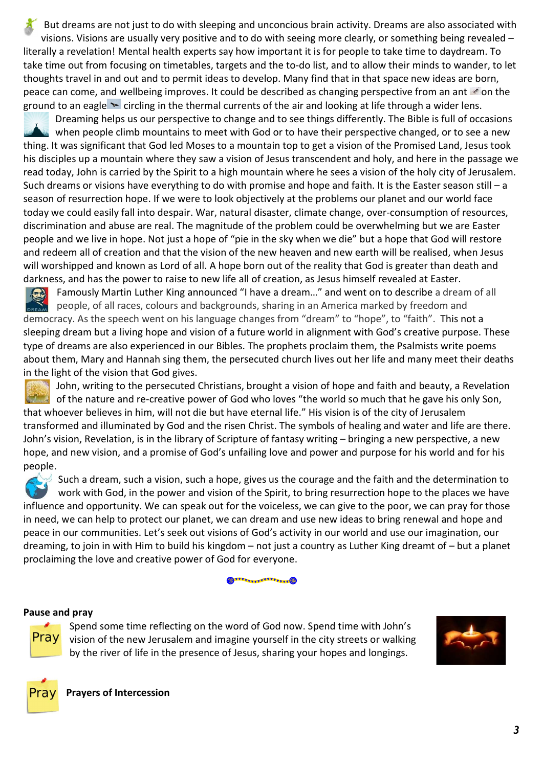But dreams are not just to do with sleeping and unconcious brain activity. Dreams are also associated with visions. Visions are usually very positive and to do with seeing more clearly, or something being revealed – literally a revelation! Mental health experts say how important it is for people to take time to daydream. To take time out from focusing on timetables, targets and the to-do list, and to allow their minds to wander, to let thoughts travel in and out and to permit ideas to develop. Many find that in that space new ideas are born, peace can come, and wellbeing improves. It could be described as changing perspective from an ant on the ground to an eagle circling in the thermal currents of the air and looking at life through a wider lens.

Dreaming helps us our perspective to change and to see things differently. The Bible is full of occasions when people climb mountains to meet with God or to have their perspective changed, or to see a new thing. It was significant that God led Moses to a mountain top to get a vision of the Promised Land, Jesus took his disciples up a mountain where they saw a vision of Jesus transcendent and holy, and here in the passage we read today, John is carried by the Spirit to a high mountain where he sees a vision of the holy city of Jerusalem. Such dreams or visions have everything to do with promise and hope and faith. It is the Easter season still – a season of resurrection hope. If we were to look objectively at the problems our planet and our world face today we could easily fall into despair. War, natural disaster, climate change, over-consumption of resources, discrimination and abuse are real. The magnitude of the problem could be overwhelming but we are Easter people and we live in hope. Not just a hope of "pie in the sky when we die" but a hope that God will restore and redeem all of creation and that the vision of the new heaven and new earth will be realised, when Jesus will worshipped and known as Lord of all. A hope born out of the reality that God is greater than death and darkness, and has the power to raise to new life all of creation, as Jesus himself revealed at Easter.

Famously Martin Luther King announced "I have a dream…" and went on to describe a dream of all people, of all races, colours and backgrounds, sharing in an America marked by freedom and democracy. As the speech went on his language changes from "dream" to "hope", to "faith". This not a sleeping dream but a living hope and vision of a future world in alignment with God's creative purpose. These type of dreams are also experienced in our Bibles. The prophets proclaim them, the Psalmists write poems about them, Mary and Hannah sing them, the persecuted church lives out her life and many meet their deaths in the light of the vision that God gives.

John, writing to the persecuted Christians, brought a vision of hope and faith and beauty, a Revelation of the nature and re-creative power of God who loves "the world so much that he gave his only Son, that whoever believes in him, will not die but have eternal life." His vision is of the city of Jerusalem transformed and illuminated by God and the risen Christ. The symbols of healing and water and life are there. John's vision, Revelation, is in the library of Scripture of fantasy writing – bringing a new perspective, a new hope, and new vision, and a promise of God's unfailing love and power and purpose for his world and for his people.

Such a dream, such a vision, such a hope, gives us the courage and the faith and the determination to work with God, in the power and vision of the Spirit, to bring resurrection hope to the places we have influence and opportunity. We can speak out for the voiceless, we can give to the poor, we can pray for those in need, we can help to protect our planet, we can dream and use new ideas to bring renewal and hope and peace in our communities. Let's seek out visions of God's activity in our world and use our imagination, our dreaming, to join in with Him to build his kingdom – not just a country as Luther King dreamt of – but a planet proclaiming the love and creative power of God for everyone.

**Pause and pray**

Pray

Spend some time reflecting on the word of God now. Spend time with John's vision of the new Jerusalem and imagine yourself in the city streets or walking by the river of life in the presence of Jesus, sharing your hopes and longings.

Pray **Prayers of Intercession**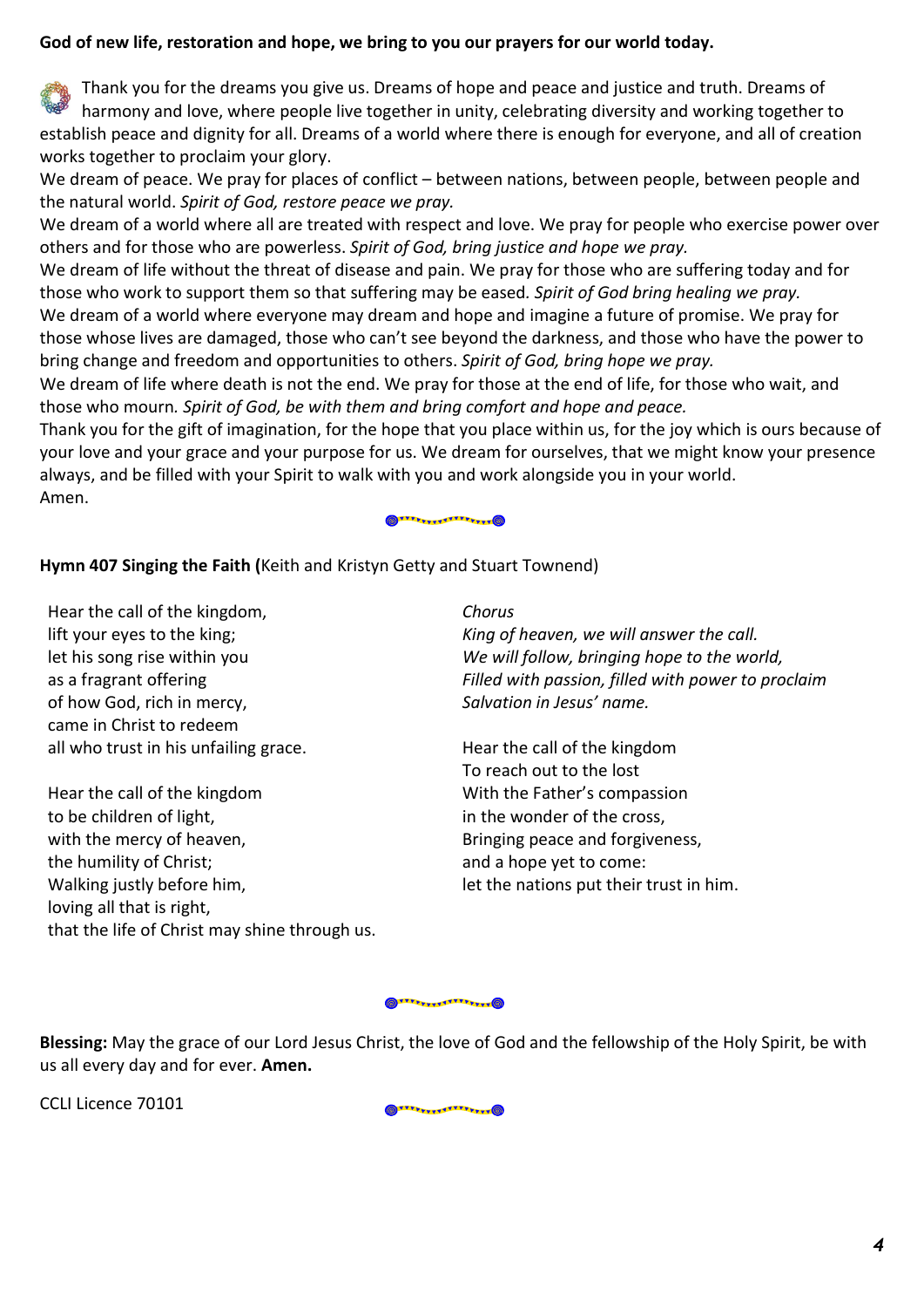**God of new life, restoration and hope, we bring to you our prayers for our world today.**

Thank you for the dreams you give us. Dreams of hope and peace and justice and truth. Dreams of harmony and love, where people live together in unity, celebrating diversity and working together to establish peace and dignity for all. Dreams of a world where there is enough for everyone, and all of creation works together to proclaim your glory.

We dream of peace. We pray for places of conflict – between nations, between people, between people and the natural world. *Spirit of God, restore peace we pray.*

We dream of a world where all are treated with respect and love. We pray for people who exercise power over others and for those who are powerless. *Spirit of God, bring justice and hope we pray.*

We dream of life without the threat of disease and pain. We pray for those who are suffering today and for those who work to support them so that suffering may be eased. *Spirit of God bring healing we pray.*

We dream of a world where everyone may dream and hope and imagine a future of promise. We pray for those whose lives are damaged, those who can't see beyond the darkness, and those who have the power to bring change and freedom and opportunities to others. *Spirit of God, bring hope we pray.*

We dream of life where death is not the end. We pray for those at the end of life, for those who wait, and those who mourn. *Spirit of God, be with them and bring comfort and hope and peace.*

Thank you for the gift of imagination, for the hope that you place within us, for the joy which is ours because of your love and your grace and your purpose for us. We dream for ourselves, that we might know your presence always, and be filled with your Spirit to walk with you and work alongside you in your world.
Amen.

**Hymn 407 Singing the Faith (**Keith and Kristyn Getty and Stuart Townend)

Hear the call of the kingdom,
lift your eyes to the king;
let his song rise within you
as a fragrant offering
of how God, rich in mercy,
came in Christ to redeem
all who trust in his unfailing grace.

*Chorus*
*King of heaven, we will answer the call.*
*We will follow, bringing hope to the world,*
*Filled with passion, filled with power to proclaim*
*Salvation in Jesus' name.*

Hear the call of the kingdom
to be children of light,
with the mercy of heaven,
the humility of Christ;
Walking justly before him,
loving all that is right,
that the life of Christ may shine through us.

Hear the call of the kingdom
To reach out to the lost
With the Father's compassion
in the wonder of the cross,
Bringing peace and forgiveness,
and a hope yet to come:
let the nations put their trust in him.

**Blessing:** May the grace of our Lord Jesus Christ, the love of God and the fellowship of the Holy Spirit, be with us all every day and for ever. **Amen.**

CCLI Licence 70101